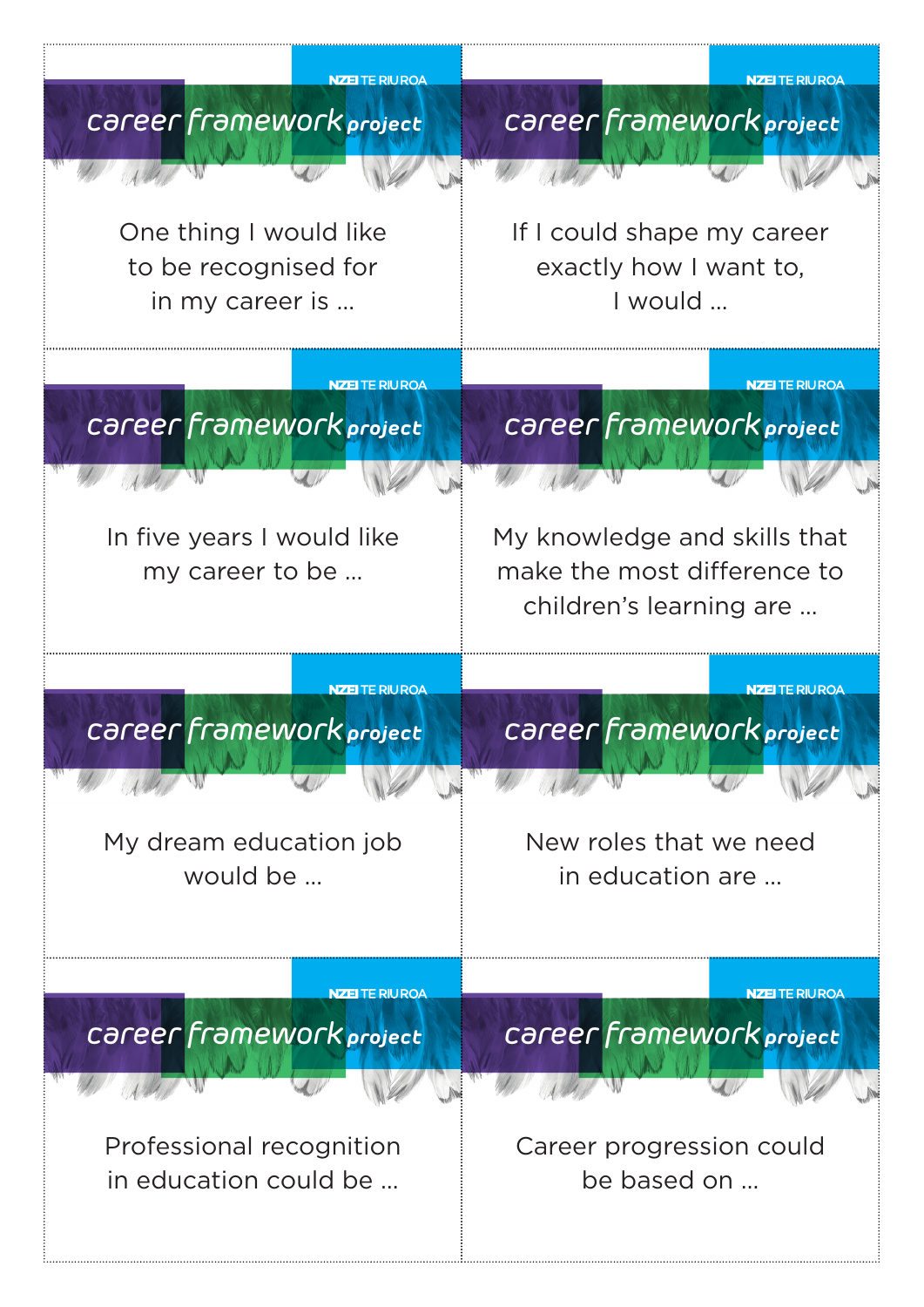NZEI TE RIU ROA

**career framework project**

One thing I would like to be recognised for in my career is …

---

NZEI TE RIU ROA

**career framework project**

If I could shape my career exactly how I want to, I would …

---

NZEI TE RIU ROA

**career framework project**

In five years I would like my career to be …

---

NZEI TE RIU ROA

**career framework project**

My knowledge and skills that make the most difference to children's learning are …

---

NZEI TE RIU ROA

**career framework project**

My dream education job would be …

---

NZEI TE RIU ROA

**career framework project**

New roles that we need in education are …

---

NZEI TE RIU ROA

**career framework project**

Professional recognition in education could be …

---

NZEI TE RIU ROA

**career framework project**

Career progression could be based on …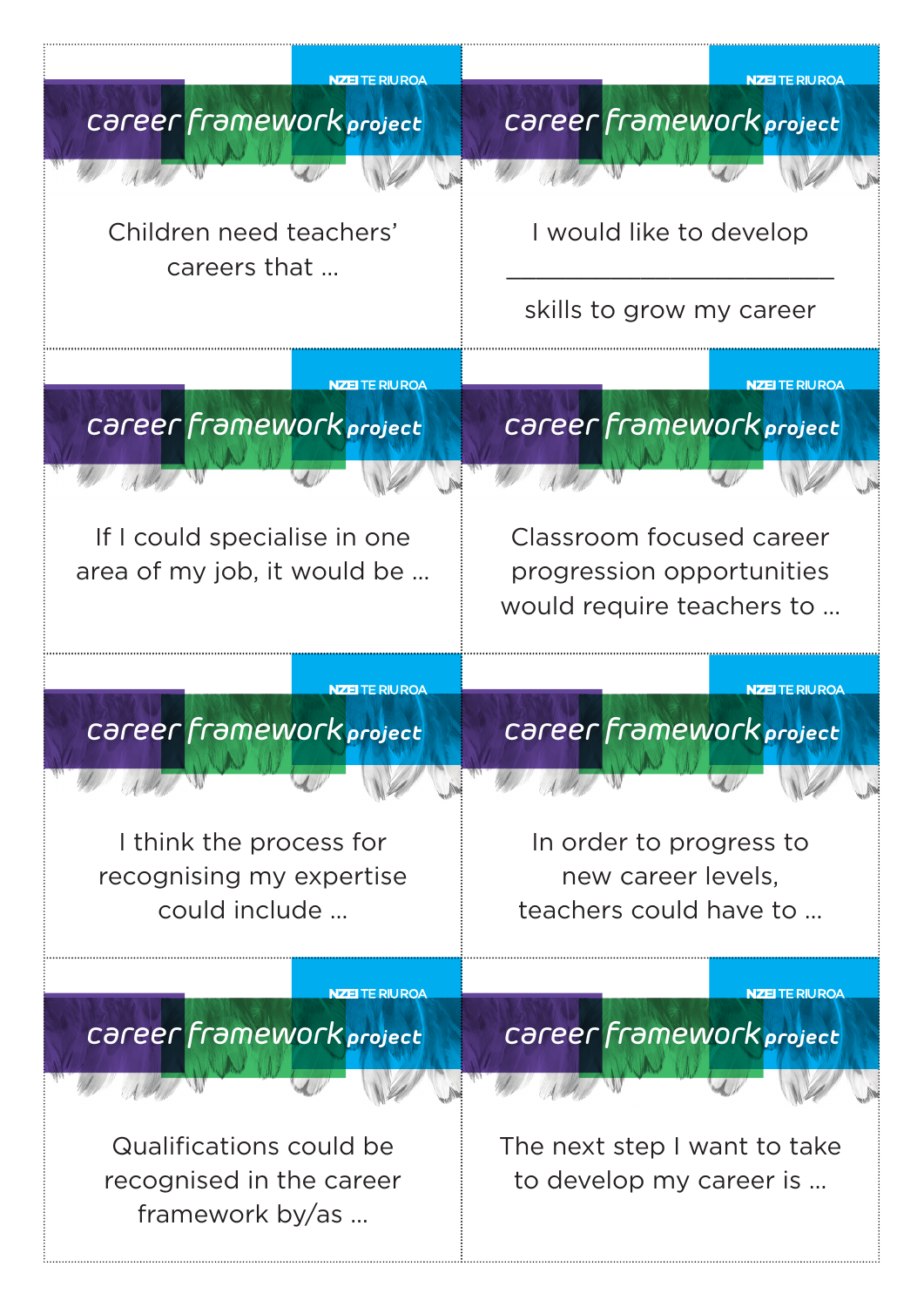NZEI TE RIU ROA

career framework project

Children need teachers' careers that ...

NZEI TE RIU ROA

career framework project

I would like to develop

___________________________

skills to grow my career

NZEI TE RIU ROA

career framework project

If I could specialise in one area of my job, it would be ...

NZEI TE RIU ROA

career framework project

Classroom focused career progression opportunities would require teachers to ...

NZEI TE RIU ROA

career framework project

I think the process for recognising my expertise could include ...

NZEI TE RIU ROA

career framework project

In order to progress to new career levels, teachers could have to ...

NZEI TE RIU ROA

career framework project

Qualifications could be recognised in the career framework by/as ...

NZEI TE RIU ROA

career framework project

The next step I want to take to develop my career is ...